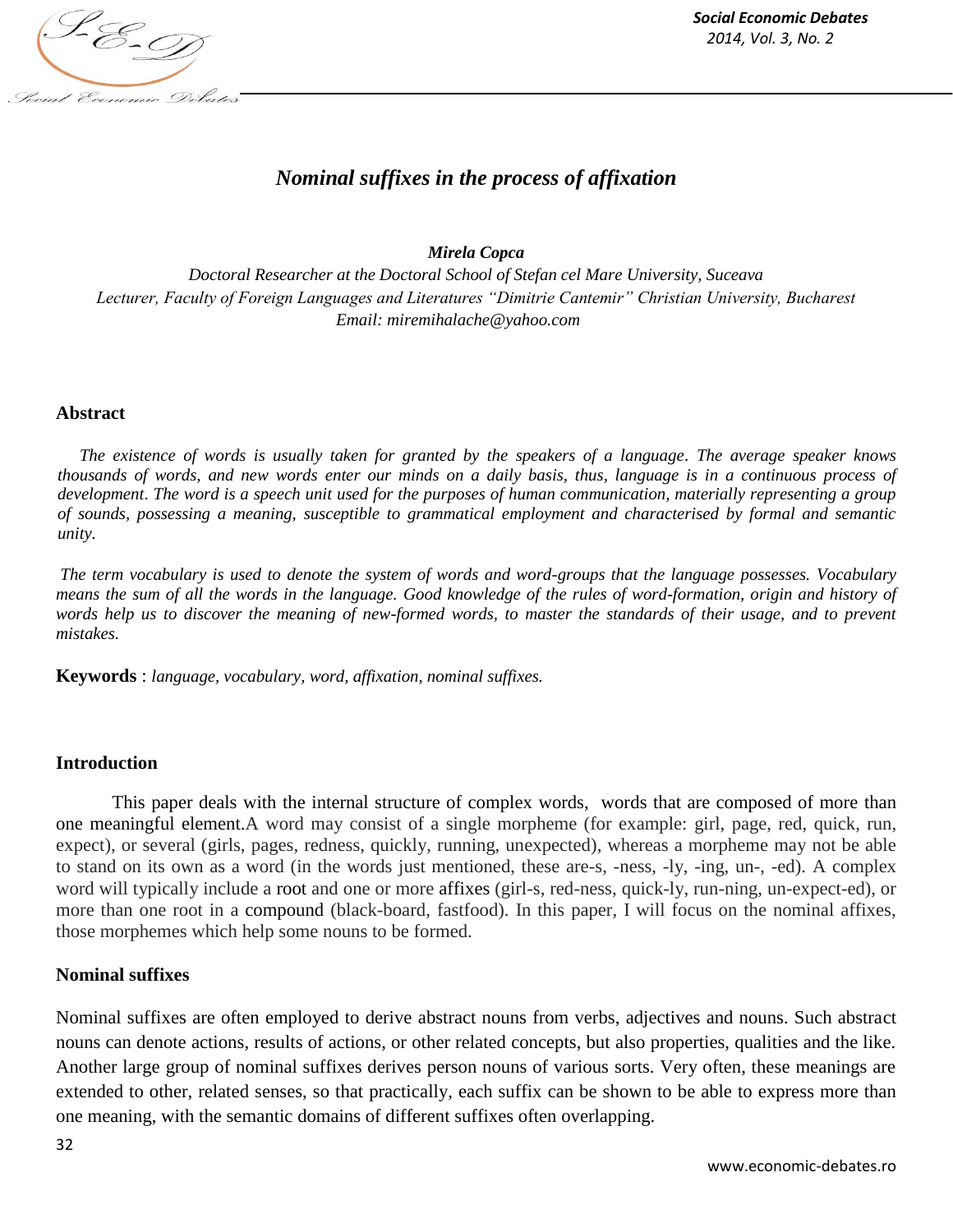# *Nominal suffixes in the process of affixation*

***Mirela Copca***

*Doctoral Researcher at the Doctoral School of Stefan cel Mare University, Suceava*
*Lecturer, Faculty of Foreign Languages and Literatures "Dimitrie Cantemir" Christian University, Bucharest*
*Email: miremihalache@yahoo.com*

## Abstract

*The existence of words is usually taken for granted by the speakers of a language. The average speaker knows thousands of words, and new words enter our minds on a daily basis, thus, language is in a continuous process of development. The word is a speech unit used for the purposes of human communication, materially representing a group of sounds, possessing a meaning, susceptible to grammatical employment and characterised by formal and semantic unity.*

*The term vocabulary is used to denote the system of words and word-groups that the language possesses. Vocabulary means the sum of all the words in the language. Good knowledge of the rules of word-formation, origin and history of words help us to discover the meaning of new-formed words, to master the standards of their usage, and to prevent mistakes.*

**Keywords** : *language, vocabulary, word, affixation, nominal suffixes.*

## Introduction

This paper deals with the internal structure of complex words, words that are composed of more than one meaningful element.A word may consist of a single morpheme (for example: girl, page, red, quick, run, expect), or several (girls, pages, redness, quickly, running, unexpected), whereas a morpheme may not be able to stand on its own as a word (in the words just mentioned, these are-s, -ness, -ly, -ing, un-, -ed). A complex word will typically include a root and one or more affixes (girl-s, red-ness, quick-ly, run-ning, un-expect-ed), or more than one root in a compound (black-board, fastfood). In this paper, I will focus on the nominal affixes, those morphemes which help some nouns to be formed.

## Nominal suffixes

Nominal suffixes are often employed to derive abstract nouns from verbs, adjectives and nouns. Such abstract nouns can denote actions, results of actions, or other related concepts, but also properties, qualities and the like. Another large group of nominal suffixes derives person nouns of various sorts. Very often, these meanings are extended to other, related senses, so that practically, each suffix can be shown to be able to express more than one meaning, with the semantic domains of different suffixes often overlapping.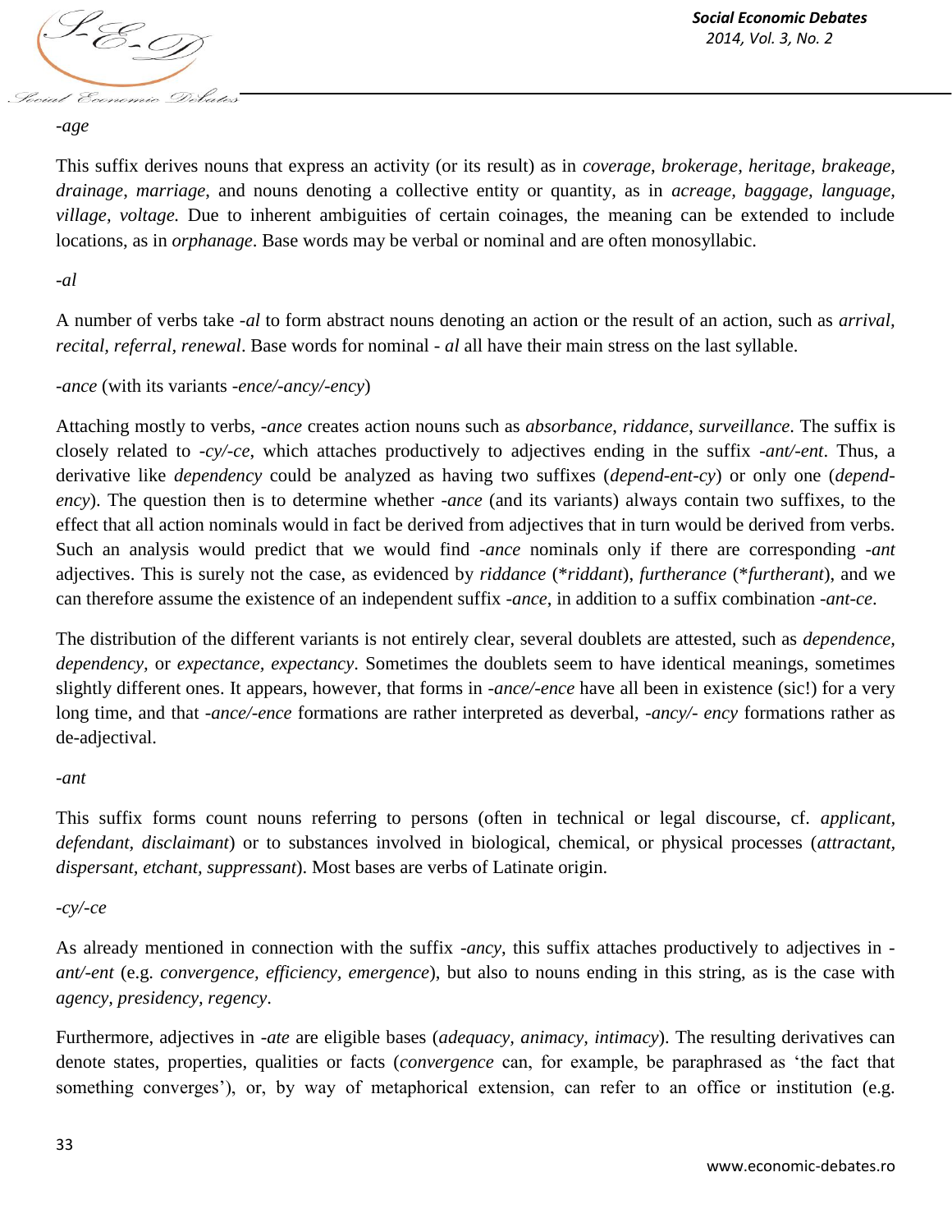*-age*

This suffix derives nouns that express an activity (or its result) as in *coverage*, *brokerage*, *heritage*, *brakeage*, *drainage*, *marriage*, and nouns denoting a collective entity or quantity, as in *acreage*, *baggage*, *language*, *village*, *voltage.* Due to inherent ambiguities of certain coinages, the meaning can be extended to include locations, as in *orphanage*. Base words may be verbal or nominal and are often monosyllabic.

*-al*

A number of verbs take *-al* to form abstract nouns denoting an action or the result of an action, such as *arrival*, *recital*, *referral*, *renewal*. Base words for nominal - *al* all have their main stress on the last syllable.

*-ance* (with its variants *-ence/-ancy/-ency*)

Attaching mostly to verbs, *-ance* creates action nouns such as *absorbance*, *riddance*, *surveillance*. The suffix is closely related to *-cy/-ce*, which attaches productively to adjectives ending in the suffix *-ant/-ent*. Thus, a derivative like *dependency* could be analyzed as having two suffixes (*depend-ent-cy*) or only one (*depend-ency*). The question then is to determine whether *-ance* (and its variants) always contain two suffixes, to the effect that all action nominals would in fact be derived from adjectives that in turn would be derived from verbs. Such an analysis would predict that we would find *-ance* nominals only if there are corresponding *-ant* adjectives. This is surely not the case, as evidenced by *riddance* (*\*riddant*), *furtherance* (*\*furtherant*), and we can therefore assume the existence of an independent suffix *-ance*, in addition to a suffix combination *-ant-ce*.

The distribution of the different variants is not entirely clear, several doublets are attested, such as *dependence*, *dependency*, or *expectance*, *expectancy*. Sometimes the doublets seem to have identical meanings, sometimes slightly different ones. It appears, however, that forms in *-ance/-ence* have all been in existence (sic!) for a very long time, and that *-ance/-ence* formations are rather interpreted as deverbal, *-ancy/- ency* formations rather as de-adjectival.

*-ant*

This suffix forms count nouns referring to persons (often in technical or legal discourse, cf. *applicant*, *defendant*, *disclaimant*) or to substances involved in biological, chemical, or physical processes (*attractant*, *dispersant*, *etchant*, *suppressant*). Most bases are verbs of Latinate origin.

*-cy/-ce*

As already mentioned in connection with the suffix *-ancy*, this suffix attaches productively to adjectives in *-ant/-ent* (e.g. *convergence*, *efficiency*, *emergence*), but also to nouns ending in this string, as is the case with *agency*, *presidency*, *regency*.

Furthermore, adjectives in *-ate* are eligible bases (*adequacy*, *animacy*, *intimacy*). The resulting derivatives can denote states, properties, qualities or facts (*convergence* can, for example, be paraphrased as 'the fact that something converges'), or, by way of metaphorical extension, can refer to an office or institution (e.g.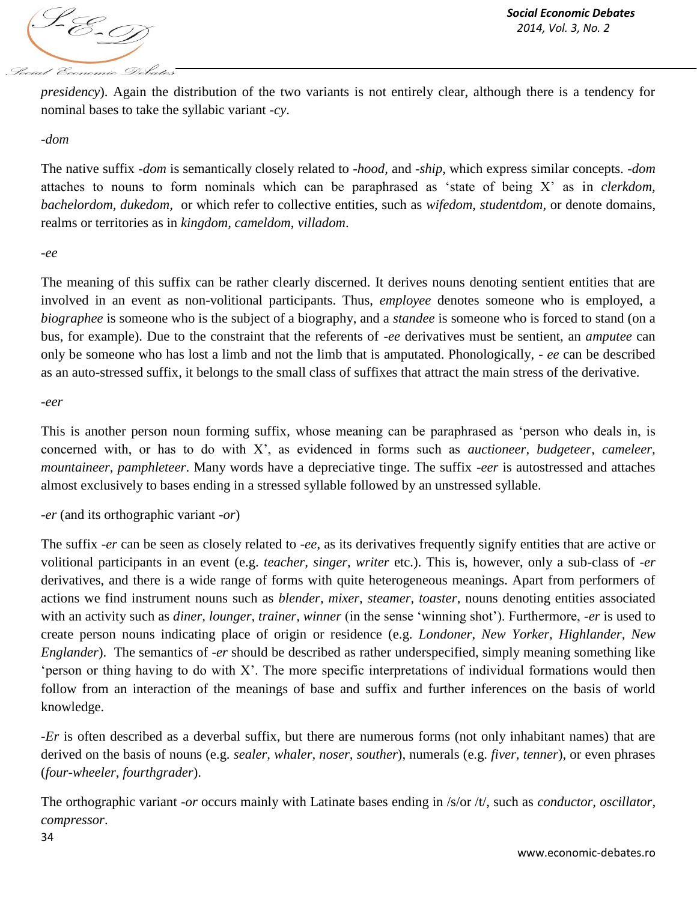*presidency*). Again the distribution of the two variants is not entirely clear, although there is a tendency for nominal bases to take the syllabic variant *-cy*.

*-dom*

The native suffix *-dom* is semantically closely related to *-hood,* and *-ship*, which express similar concepts. *-dom* attaches to nouns to form nominals which can be paraphrased as 'state of being X' as in *clerkdom, bachelordom, dukedom,* or which refer to collective entities, such as *wifedom, studentdom,* or denote domains, realms or territories as in *kingdom, cameldom, villadom*.

*-ee*

The meaning of this suffix can be rather clearly discerned. It derives nouns denoting sentient entities that are involved in an event as non-volitional participants. Thus, *employee* denotes someone who is employed, a *biographee* is someone who is the subject of a biography, and a *standee* is someone who is forced to stand (on a bus, for example). Due to the constraint that the referents of *-ee* derivatives must be sentient, an *amputee* can only be someone who has lost a limb and not the limb that is amputated. Phonologically, *- ee* can be described as an auto-stressed suffix, it belongs to the small class of suffixes that attract the main stress of the derivative.

*-eer*

This is another person noun forming suffix, whose meaning can be paraphrased as 'person who deals in, is concerned with, or has to do with X', as evidenced in forms such as *auctioneer, budgeteer, cameleer, mountaineer, pamphleteer*. Many words have a depreciative tinge. The suffix *-eer* is autostressed and attaches almost exclusively to bases ending in a stressed syllable followed by an unstressed syllable.

*-er* (and its orthographic variant *-or*)

The suffix *-er* can be seen as closely related to *-ee*, as its derivatives frequently signify entities that are active or volitional participants in an event (e.g. *teacher, singer, writer* etc.). This is, however, only a sub-class of *-er* derivatives, and there is a wide range of forms with quite heterogeneous meanings. Apart from performers of actions we find instrument nouns such as *blender, mixer, steamer, toaster*, nouns denoting entities associated with an activity such as *diner, lounger, trainer, winner* (in the sense 'winning shot'). Furthermore, *-er* is used to create person nouns indicating place of origin or residence (e.g. *Londoner, New Yorker, Highlander, New Englander*). The semantics of *-er* should be described as rather underspecified, simply meaning something like 'person or thing having to do with X'. The more specific interpretations of individual formations would then follow from an interaction of the meanings of base and suffix and further inferences on the basis of world knowledge.

*-Er* is often described as a deverbal suffix, but there are numerous forms (not only inhabitant names) that are derived on the basis of nouns (e.g. *sealer, whaler, noser, souther*), numerals (e.g. *fiver, tenner*), or even phrases (*four-wheeler, fourthgrader*).

The orthographic variant *-or* occurs mainly with Latinate bases ending in /s/or /t/, such as *conductor, oscillator, compressor*.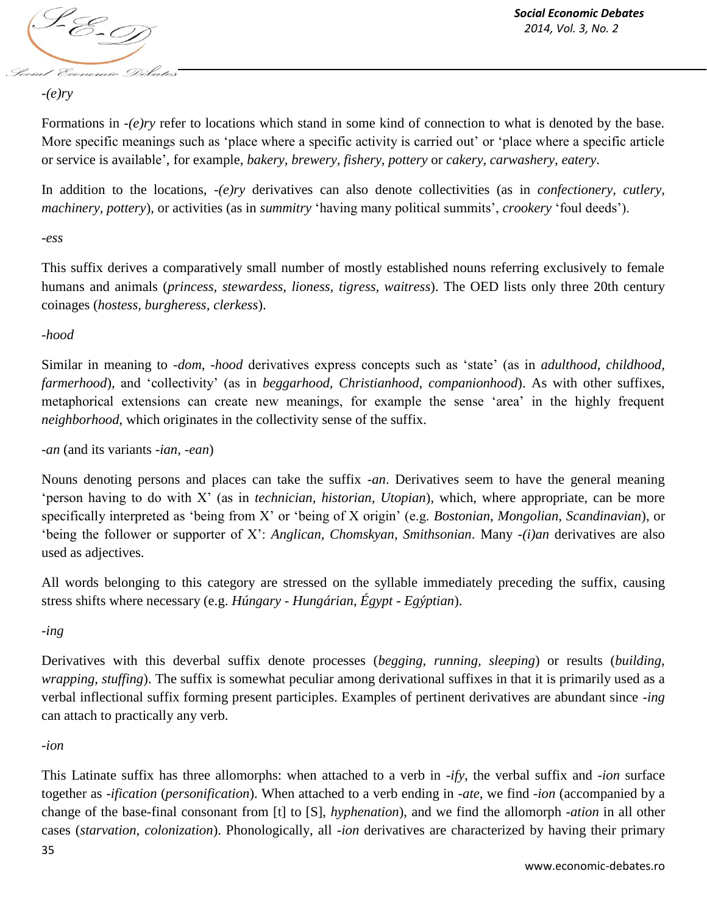*-(e)ry*

Formations in *-(e)ry* refer to locations which stand in some kind of connection to what is denoted by the base. More specific meanings such as 'place where a specific activity is carried out' or 'place where a specific article or service is available', for example, *bakery, brewery, fishery, pottery* or *cakery, carwashery, eatery*.

In addition to the locations, *-(e)ry* derivatives can also denote collectivities (as in *confectionery, cutlery, machinery, pottery*), or activities (as in *summitry* 'having many political summits', *crookery* 'foul deeds').

*-ess*

This suffix derives a comparatively small number of mostly established nouns referring exclusively to female humans and animals (*princess, stewardess, lioness, tigress, waitress*). The OED lists only three 20th century coinages (*hostess, burgheress, clerkess*).

*-hood*

Similar in meaning to *-dom*, *-hood* derivatives express concepts such as 'state' (as in *adulthood, childhood, farmerhood*), and 'collectivity' (as in *beggarhood, Christianhood, companionhood*). As with other suffixes, metaphorical extensions can create new meanings, for example the sense 'area' in the highly frequent *neighborhood*, which originates in the collectivity sense of the suffix.

*-an* (and its variants *-ian*, *-ean*)

Nouns denoting persons and places can take the suffix *-an*. Derivatives seem to have the general meaning 'person having to do with X' (as in *technician, historian, Utopian*), which, where appropriate, can be more specifically interpreted as 'being from X' or 'being of X origin' (e.g. *Bostonian, Mongolian, Scandinavian*), or 'being the follower or supporter of X': *Anglican, Chomskyan, Smithsonian*. Many *-(i)an* derivatives are also used as adjectives.

All words belonging to this category are stressed on the syllable immediately preceding the suffix, causing stress shifts where necessary (e.g. *Húngary - Hungárian, Égypt - Egýptian*).

*-ing*

Derivatives with this deverbal suffix denote processes (*begging, running, sleeping*) or results (*building, wrapping, stuffing*). The suffix is somewhat peculiar among derivational suffixes in that it is primarily used as a verbal inflectional suffix forming present participles. Examples of pertinent derivatives are abundant since *-ing* can attach to practically any verb.

*-ion*

This Latinate suffix has three allomorphs: when attached to a verb in *-ify*, the verbal suffix and *-ion* surface together as *-ification* (*personification*). When attached to a verb ending in *-ate*, we find *-ion* (accompanied by a change of the base-final consonant from [t] to [S], *hyphenation*), and we find the allomorph *-ation* in all other cases (*starvation, colonization*). Phonologically, all *-ion* derivatives are characterized by having their primary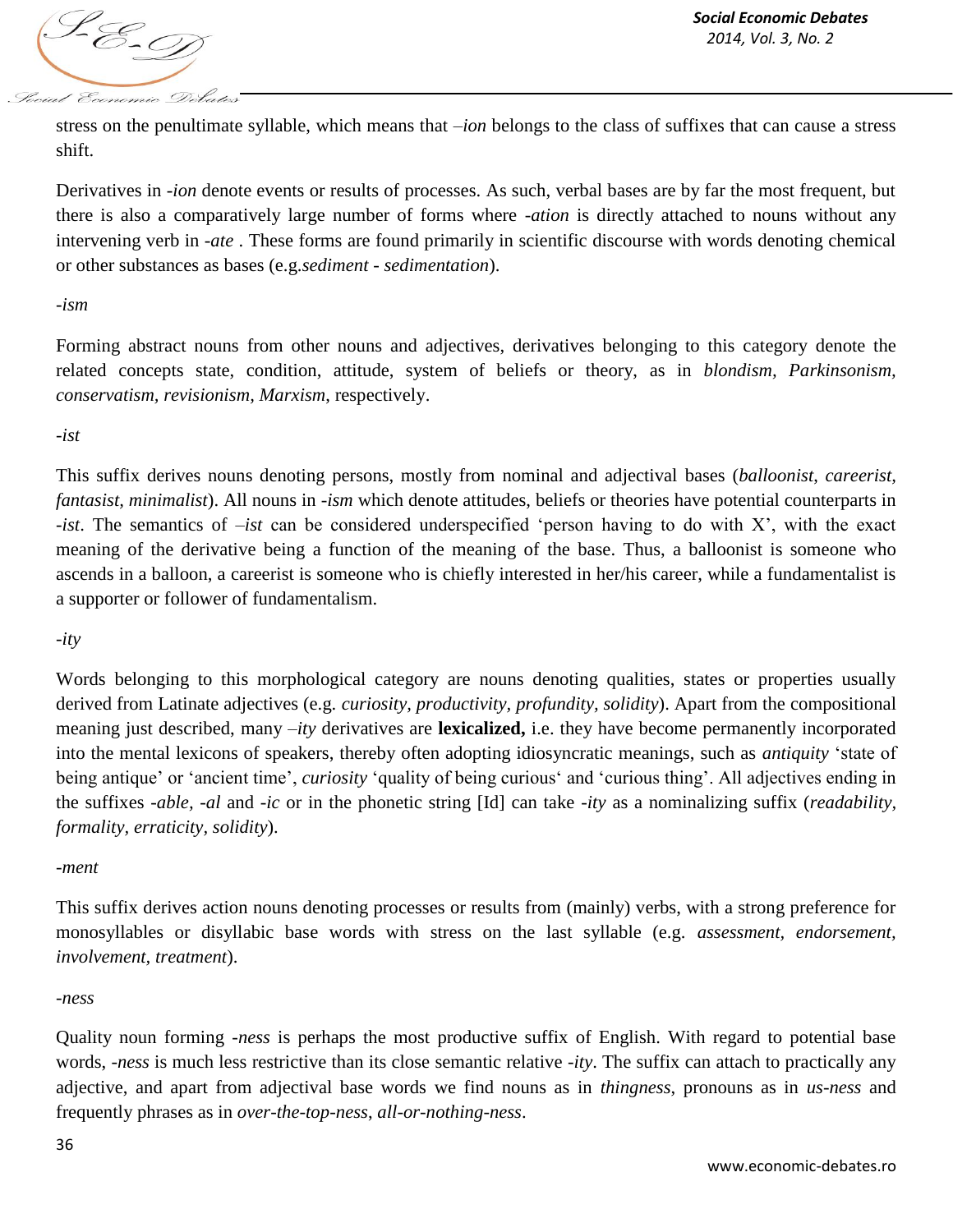stress on the penultimate syllable, which means that –*ion* belongs to the class of suffixes that can cause a stress shift.

Derivatives in -*ion* denote events or results of processes. As such, verbal bases are by far the most frequent, but there is also a comparatively large number of forms where -*ation* is directly attached to nouns without any intervening verb in -*ate* . These forms are found primarily in scientific discourse with words denoting chemical or other substances as bases (e.g.*sediment - sedimentation*).

-*ism*

Forming abstract nouns from other nouns and adjectives, derivatives belonging to this category denote the related concepts state, condition, attitude, system of beliefs or theory, as in *blondism*, *Parkinsonism*, *conservatism*, *revisionism*, *Marxism*, respectively.

-*ist*

This suffix derives nouns denoting persons, mostly from nominal and adjectival bases (*balloonist*, *careerist*, *fantasist, minimalist*). All nouns in -*ism* which denote attitudes, beliefs or theories have potential counterparts in -*ist*. The semantics of –*ist* can be considered underspecified 'person having to do with X', with the exact meaning of the derivative being a function of the meaning of the base. Thus, a balloonist is someone who ascends in a balloon, a careerist is someone who is chiefly interested in her/his career, while a fundamentalist is a supporter or follower of fundamentalism.

-*ity*

Words belonging to this morphological category are nouns denoting qualities, states or properties usually derived from Latinate adjectives (e.g. *curiosity, productivity, profundity, solidity*). Apart from the compositional meaning just described, many –*ity* derivatives are **lexicalized,** i.e. they have become permanently incorporated into the mental lexicons of speakers, thereby often adopting idiosyncratic meanings, such as *antiquity* 'state of being antique' or 'ancient time', *curiosity* 'quality of being curious' and 'curious thing'. All adjectives ending in the suffixes -*able*, -*al* and -*ic* or in the phonetic string [Id] can take -*ity* as a nominalizing suffix (*readability, formality, erraticity, solidity*).

-*ment*

This suffix derives action nouns denoting processes or results from (mainly) verbs, with a strong preference for monosyllables or disyllabic base words with stress on the last syllable (e.g. *assessment, endorsement, involvement, treatment*).

-*ness*

Quality noun forming -*ness* is perhaps the most productive suffix of English. With regard to potential base words, -*ness* is much less restrictive than its close semantic relative -*ity*. The suffix can attach to practically any adjective, and apart from adjectival base words we find nouns as in *thingness*, pronouns as in *us-ness* and frequently phrases as in *over-the-top-ness*, *all-or-nothing-ness*.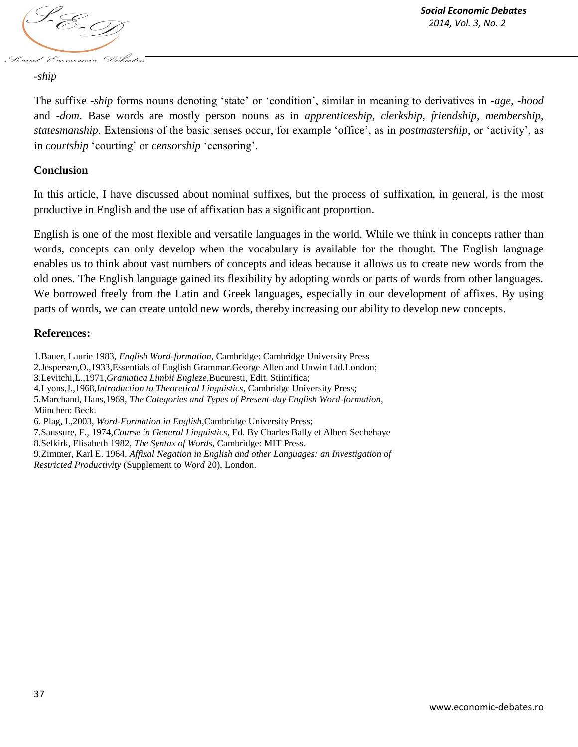*-ship*

The suffixe *-ship* forms nouns denoting 'state' or 'condition', similar in meaning to derivatives in *-age*, *-hood* and *-dom*. Base words are mostly person nouns as in *apprenticeship*, *clerkship*, *friendship*, *membership*, *statesmanship*. Extensions of the basic senses occur, for example 'office', as in *postmastership*, or 'activity', as in *courtship* 'courting' or *censorship* 'censoring'.

## Conclusion

In this article, I have discussed about nominal suffixes, but the process of suffixation, in general, is the most productive in English and the use of affixation has a significant proportion.

English is one of the most flexible and versatile languages in the world. While we think in concepts rather than words, concepts can only develop when the vocabulary is available for the thought. The English language enables us to think about vast numbers of concepts and ideas because it allows us to create new words from the old ones. The English language gained its flexibility by adopting words or parts of words from other languages. We borrowed freely from the Latin and Greek languages, especially in our development of affixes. By using parts of words, we can create untold new words, thereby increasing our ability to develop new concepts.

## References:

1.Bauer, Laurie 1983, *English Word-formation*, Cambridge: Cambridge University Press
2.Jespersen,O.,1933,Essentials of English Grammar.George Allen and Unwin Ltd.London;
3.Levitchi,L.,1971,*Gramatica Limbii Engleze*,Bucuresti, Edit. Stiintifica;
4.Lyons,J.,1968,*Introduction to Theoretical Linguistics*, Cambridge University Press;
5.Marchand, Hans,1969, *The Categories and Types of Present-day English Word-formation*, München: Beck.
6. Plag, I.,2003, *Word-Formation in English*,Cambridge University Press;
7.Saussure, F., 1974,*Course in General Linguistics*, Ed. By Charles Bally et Albert Sechehaye
8.Selkirk, Elisabeth 1982, *The Syntax of Words*, Cambridge: MIT Press.
9.Zimmer, Karl E. 1964, *Affixal Negation in English and other Languages: an Investigation of Restricted Productivity* (Supplement to *Word* 20), London.